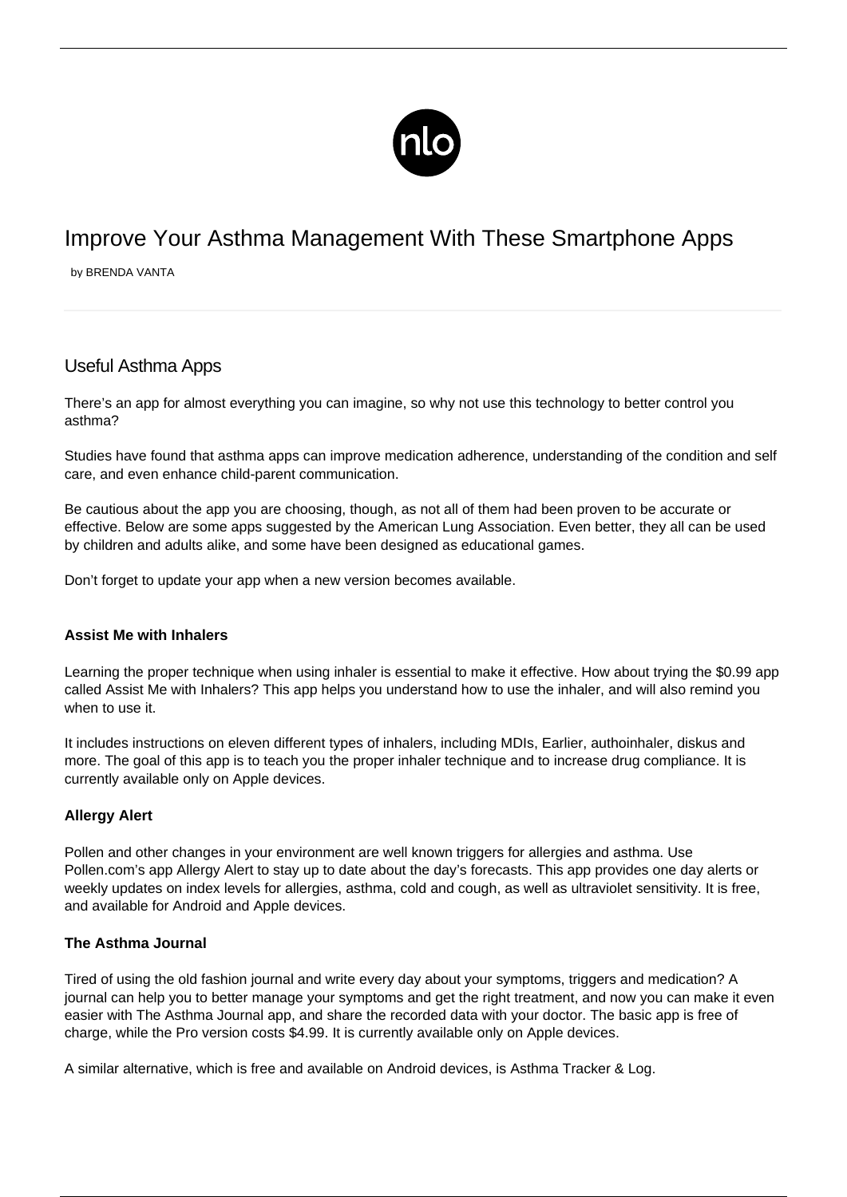# Improve Your Asthma Management With These Smartphone Apps

by BRENDA VANTA

## Useful Asthma Apps

There's an app for almost everything you can imagine, so why not use this technology to better control you asthma?

Studies have found that asthma apps can improve medication adherence, understanding of the condition and self care, and even enhance child-parent communication.

Be cautious about the app you are choosing, though, as not all of them had been proven to be accurate or effective. Below are some apps suggested by the American Lung Association. Even better, they all can be used by children and adults alike, and some have been designed as educational games.

Don't forget to update your app when a new version becomes available.

**Assist Me with Inhalers**

Learning the proper technique when using inhaler is essential to make it effective. How about trying the $0.99 app called Assist Me with Inhalers? This app helps you understand how to use the inhaler, and will also remind you when to use it.

It includes instructions on eleven different types of inhalers, including MDIs, Earlier, authoinhaler, diskus and more. The goal of this app is to teach you the proper inhaler technique and to increase drug compliance. It is currently available only on Apple devices.

**Allergy Alert**

Pollen and other changes in your environment are well known triggers for allergies and asthma. Use Pollen.com's app Allergy Alert to stay up to date about the day's forecasts. This app provides one day alerts or weekly updates on index levels for allergies, asthma, cold and cough, as well as ultraviolet sensitivity. It is free, and available for Android and Apple devices.

**The Asthma Journal**

Tired of using the old fashion journal and write every day about your symptoms, triggers and medication? A journal can help you to better manage your symptoms and get the right treatment, and now you can make it even easier with The Asthma Journal app, and share the recorded data with your doctor. The basic app is free of charge, while the Pro version costs $4.99. It is currently available only on Apple devices.

A similar alternative, which is free and available on Android devices, is Asthma Tracker & Log.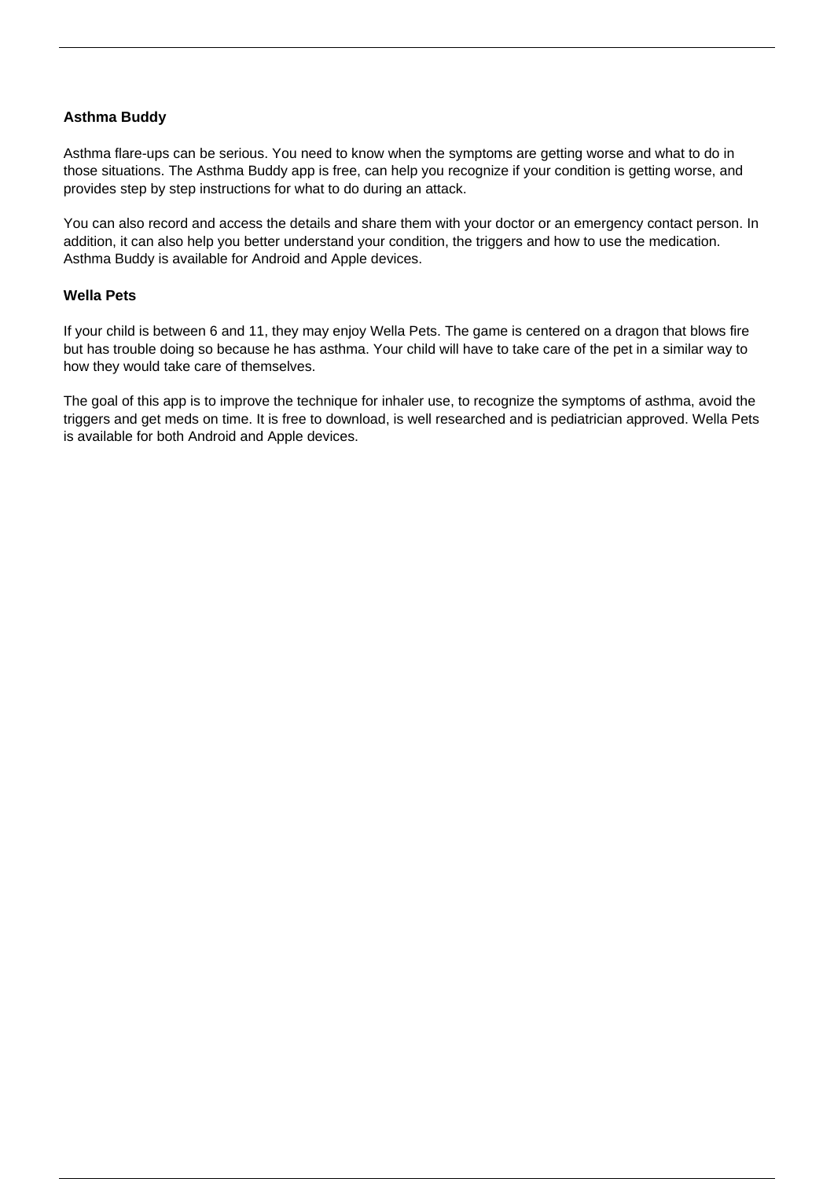**Asthma Buddy**

Asthma flare-ups can be serious. You need to know when the symptoms are getting worse and what to do in those situations. The Asthma Buddy app is free, can help you recognize if your condition is getting worse, and provides step by step instructions for what to do during an attack.

You can also record and access the details and share them with your doctor or an emergency contact person. In addition, it can also help you better understand your condition, the triggers and how to use the medication. Asthma Buddy is available for Android and Apple devices.

**Wella Pets**

If your child is between 6 and 11, they may enjoy Wella Pets. The game is centered on a dragon that blows fire but has trouble doing so because he has asthma. Your child will have to take care of the pet in a similar way to how they would take care of themselves.

The goal of this app is to improve the technique for inhaler use, to recognize the symptoms of asthma, avoid the triggers and get meds on time. It is free to download, is well researched and is pediatrician approved. Wella Pets is available for both Android and Apple devices.